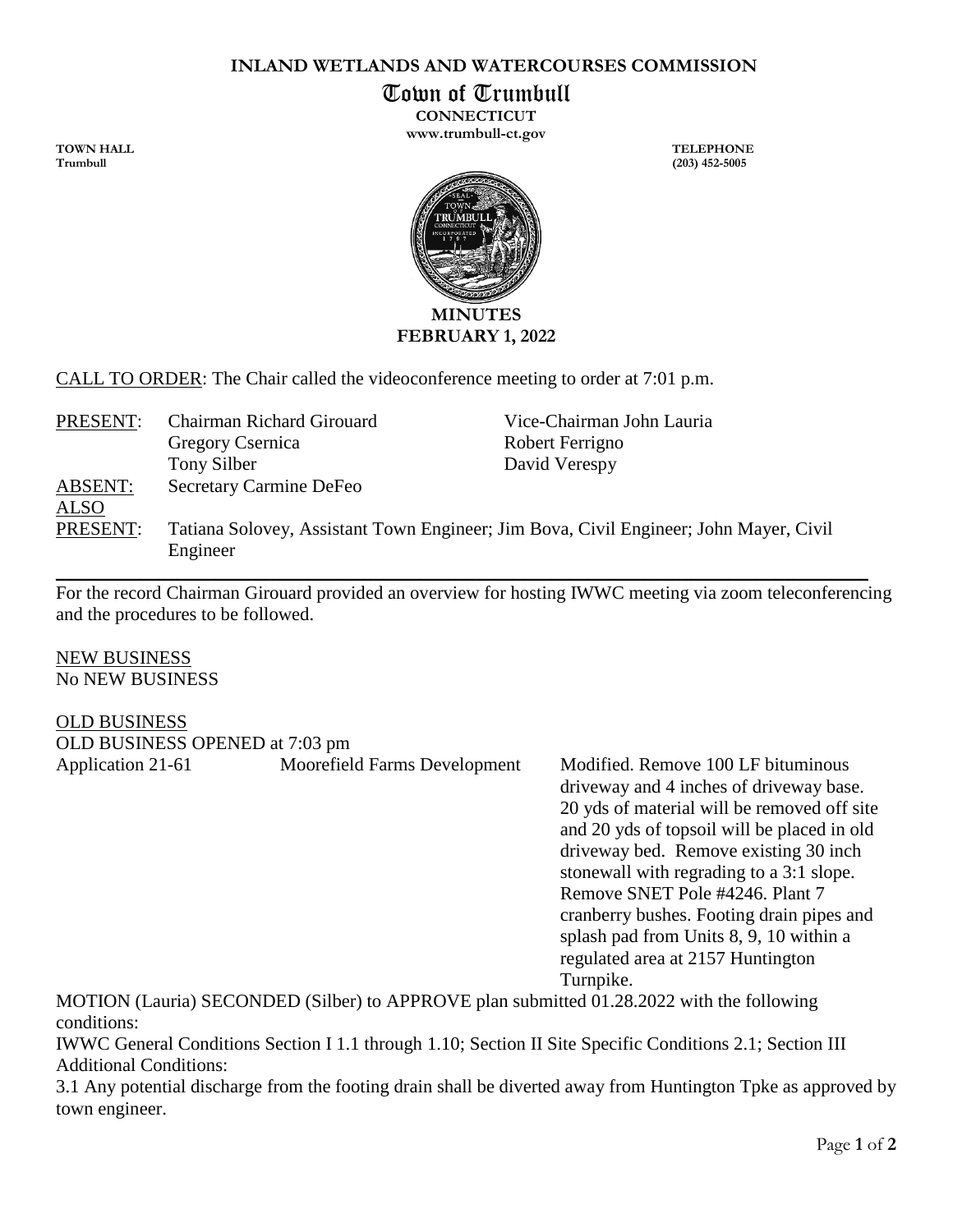**INLAND WETLANDS AND WATERCOURSES COMMISSION**

# Town of Trumbull

**CONNECTICUT**

**www.trumbull-ct.gov**

**TOWN HALL**
**Trumbull**

**TELEPHONE**
**(203) 452-5005**

**MINUTES**
**FEBRUARY 1, 2022**

CALL TO ORDER: The Chair called the videoconference meeting to order at 7:01 p.m.

| | | |
|---|---|---|
| PRESENT: | Chairman Richard Girouard | Vice-Chairman John Lauria |
| | Gregory Csernica | Robert Ferrigno |
| | Tony Silber | David Verespy |
| ABSENT: | Secretary Carmine DeFeo | |
| ALSO PRESENT: | Tatiana Solovey, Assistant Town Engineer; Jim Bova, Civil Engineer; John Mayer, Civil Engineer | |

For the record Chairman Girouard provided an overview for hosting IWWC meeting via zoom teleconferencing and the procedures to be followed.

NEW BUSINESS
No NEW BUSINESS

OLD BUSINESS
OLD BUSINESS OPENED at 7:03 pm

| | | |
|---|---|---|
| Application 21-61 | Moorefield Farms Development | Modified. Remove 100 LF bituminous driveway and 4 inches of driveway base. 20 yds of material will be removed off site and 20 yds of topsoil will be placed in old driveway bed. Remove existing 30 inch stonewall with regrading to a 3:1 slope. Remove SNET Pole #4246. Plant 7 cranberry bushes. Footing drain pipes and splash pad from Units 8, 9, 10 within a regulated area at 2157 Huntington Turnpike. |

MOTION (Lauria) SECONDED (Silber) to APPROVE plan submitted 01.28.2022 with the following conditions:

IWWC General Conditions Section I 1.1 through 1.10; Section II Site Specific Conditions 2.1; Section III Additional Conditions:

3.1 Any potential discharge from the footing drain shall be diverted away from Huntington Tpke as approved by town engineer.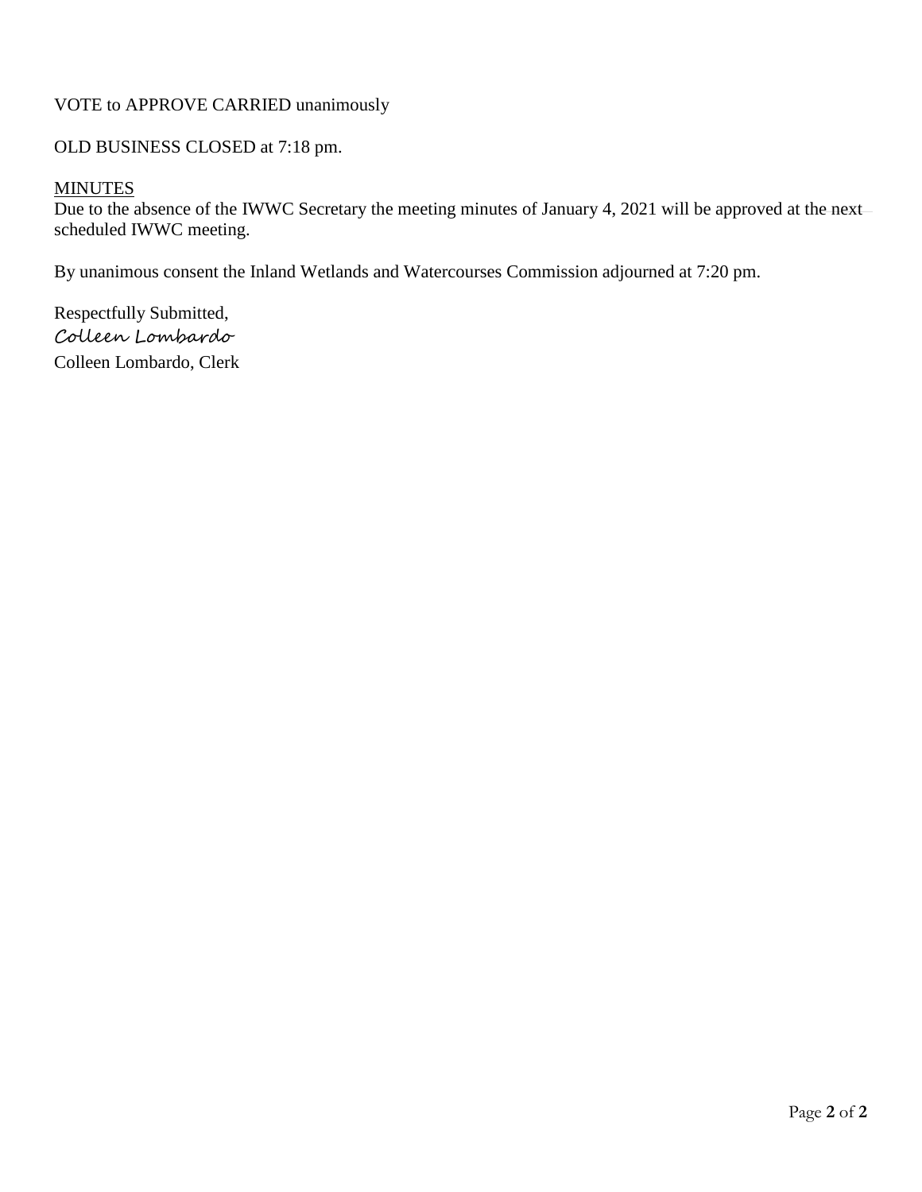VOTE to APPROVE CARRIED unanimously

OLD BUSINESS CLOSED at 7:18 pm.

MINUTES

Due to the absence of the IWWC Secretary the meeting minutes of January 4, 2021 will be approved at the next scheduled IWWC meeting.

By unanimous consent the Inland Wetlands and Watercourses Commission adjourned at 7:20 pm.

Respectfully Submitted,

*Colleen Lombardo*

Colleen Lombardo, Clerk